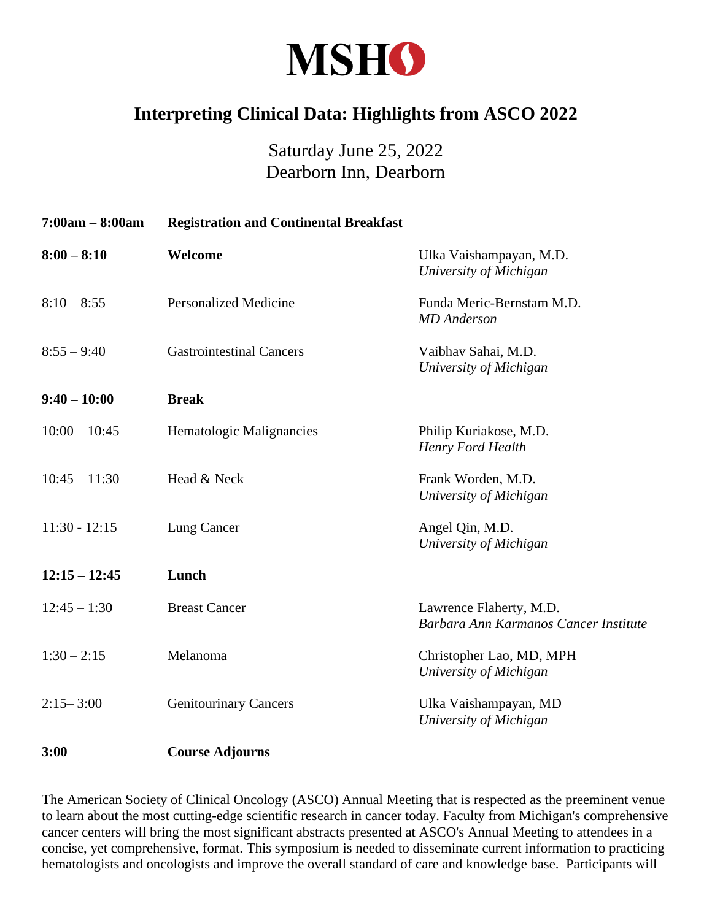# MSHO

## Interpreting Clinical Data: Highlights from ASCO 2022

Saturday June 25, 2022
Dearborn Inn, Dearborn

| | | |
|---|---|---|
| **7:00am – 8:00am** | **Registration and Continental Breakfast** | |
| **8:00 – 8:10** | **Welcome** | Ulka Vaishampayan, M.D.<br>*University of Michigan* |
| 8:10 – 8:55 | Personalized Medicine | Funda Meric-Bernstam M.D.<br>*MD Anderson* |
| 8:55 – 9:40 | Gastrointestinal Cancers | Vaibhav Sahai, M.D.<br>*University of Michigan* |
| **9:40 – 10:00** | **Break** | |
| 10:00 – 10:45 | Hematologic Malignancies | Philip Kuriakose, M.D.<br>*Henry Ford Health* |
| 10:45 – 11:30 | Head & Neck | Frank Worden, M.D.<br>*University of Michigan* |
| 11:30 - 12:15 | Lung Cancer | Angel Qin, M.D.<br>*University of Michigan* |
| **12:15 – 12:45** | **Lunch** | |
| 12:45 – 1:30 | Breast Cancer | Lawrence Flaherty, M.D.<br>*Barbara Ann Karmanos Cancer Institute* |
| 1:30 – 2:15 | Melanoma | Christopher Lao, MD, MPH<br>*University of Michigan* |
| 2:15– 3:00 | Genitourinary Cancers | Ulka Vaishampayan, MD<br>*University of Michigan* |
| **3:00** | **Course Adjourns** | |

The American Society of Clinical Oncology (ASCO) Annual Meeting that is respected as the preeminent venue to learn about the most cutting-edge scientific research in cancer today. Faculty from Michigan's comprehensive cancer centers will bring the most significant abstracts presented at ASCO's Annual Meeting to attendees in a concise, yet comprehensive, format. This symposium is needed to disseminate current information to practicing hematologists and oncologists and improve the overall standard of care and knowledge base. Participants will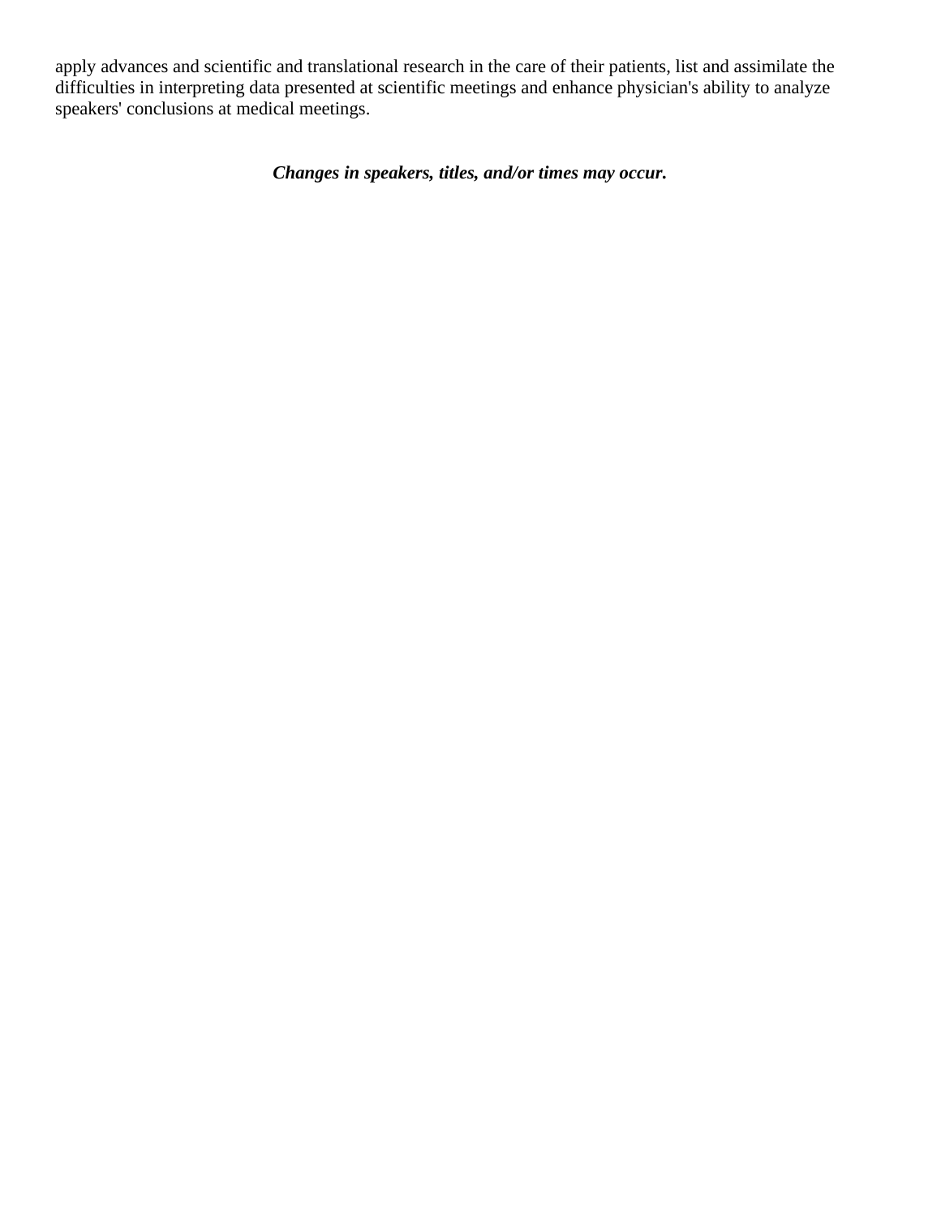apply advances and scientific and translational research in the care of their patients, list and assimilate the difficulties in interpreting data presented at scientific meetings and enhance physician's ability to analyze speakers' conclusions at medical meetings.

***Changes in speakers, titles, and/or times may occur.***